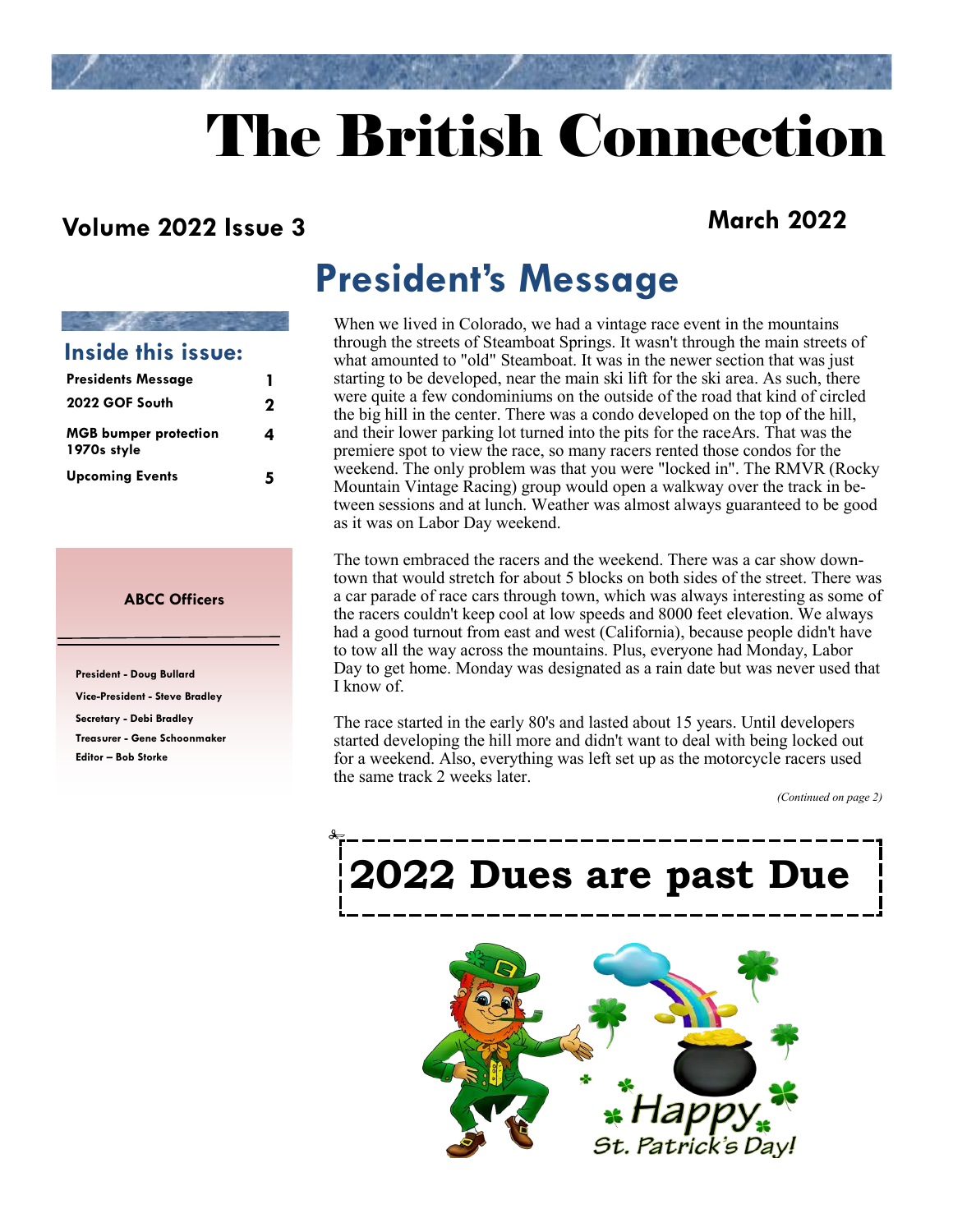# The British Connection

**Volume 2022 Issue 3** **March 2022**

## Inside this issue:

| | |
|---|---|
| Presidents Message | 1 |
| 2022 GOF South | 2 |
| MGB bumper protection 1970s style | 4 |
| Upcoming Events | 5 |

### ABCC Officers

- President - Doug Bullard
- Vice-President - Steve Bradley
- Secretary - Debi Bradley
- Treasurer - Gene Schoonmaker
- Editor – Bob Storke

# President's Message

When we lived in Colorado, we had a vintage race event in the mountains through the streets of Steamboat Springs. It wasn't through the main streets of what amounted to "old" Steamboat. It was in the newer section that was just starting to be developed, near the main ski lift for the ski area. As such, there were quite a few condominiums on the outside of the road that kind of circled the big hill in the center. There was a condo developed on the top of the hill, and their lower parking lot turned into the pits for the raceArs. That was the premiere spot to view the race, so many racers rented those condos for the weekend. The only problem was that you were "locked in". The RMVR (Rocky Mountain Vintage Racing) group would open a walkway over the track in between sessions and at lunch. Weather was almost always guaranteed to be good as it was on Labor Day weekend.

The town embraced the racers and the weekend. There was a car show downtown that would stretch for about 5 blocks on both sides of the street. There was a car parade of race cars through town, which was always interesting as some of the racers couldn't keep cool at low speeds and 8000 feet elevation. We always had a good turnout from east and west (California), because people didn't have to tow all the way across the mountains. Plus, everyone had Monday, Labor Day to get home. Monday was designated as a rain date but was never used that I know of.

The race started in the early 80's and lasted about 15 years. Until developers started developing the hill more and didn't want to deal with being locked out for a weekend. Also, everything was left set up as the motorcycle racers used the same track 2 weeks later.

*(Continued on page 2)*

## 2022 Dues are past Due

Happy St. Patrick's Day!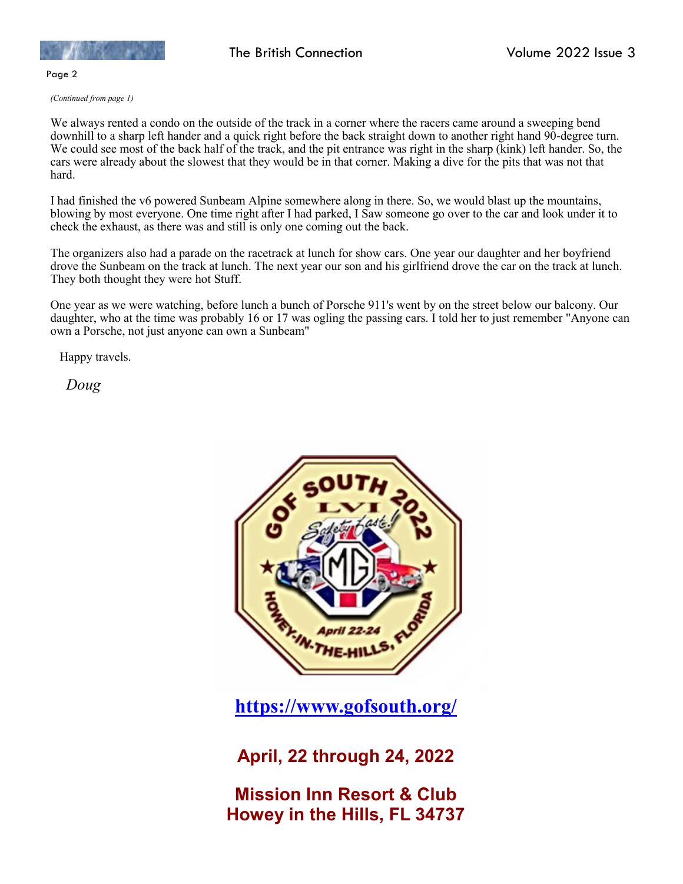*(Continued from page 1)*

We always rented a condo on the outside of the track in a corner where the racers came around a sweeping bend downhill to a sharp left hander and a quick right before the back straight down to another right hand 90-degree turn. We could see most of the back half of the track, and the pit entrance was right in the sharp (kink) left hander. So, the cars were already about the slowest that they would be in that corner. Making a dive for the pits that was not that hard.

I had finished the v6 powered Sunbeam Alpine somewhere along in there. So, we would blast up the mountains, blowing by most everyone. One time right after I had parked, I Saw someone go over to the car and look under it to check the exhaust, as there was and still is only one coming out the back.

The organizers also had a parade on the racetrack at lunch for show cars. One year our daughter and her boyfriend drove the Sunbeam on the track at lunch. The next year our son and his girlfriend drove the car on the track at lunch. They both thought they were hot Stuff.

One year as we were watching, before lunch a bunch of Porsche 911's went by on the street below our balcony. Our daughter, who at the time was probably 16 or 17 was ogling the passing cars. I told her to just remember "Anyone can own a Porsche, not just anyone can own a Sunbeam"

Happy travels.

*Doug*

GOF SOUTH 2022 LVI Safety Fast! MG April 22-24 HOWEY-IN-THE-HILLS, FLORIDA

**https://www.gofsouth.org/**

**April, 22 through 24, 2022**

**Mission Inn Resort & Club**
**Howey in the Hills, FL 34737**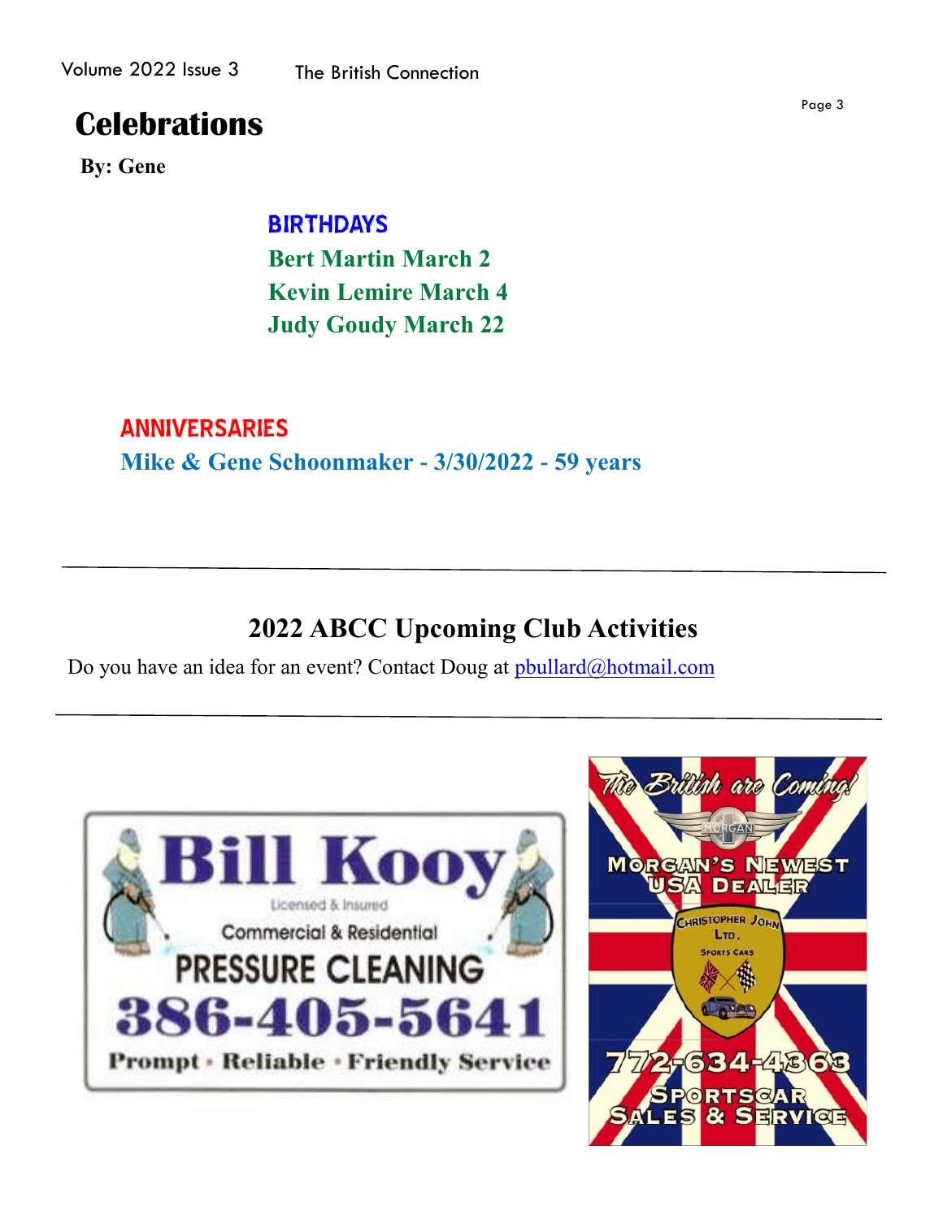# Celebrations

**By: Gene**

### BIRTHDAYS

**Bert Martin March 2**

**Kevin Lemire March 4**

**Judy Goudy March 22**

### ANNIVERSARIES

**Mike & Gene Schoonmaker - 3/30/2022 - 59 years**

---

## 2022 ABCC Upcoming Club Activities

Do you have an idea for an event? Contact Doug at pbullard@hotmail.com

---

**Bill Kooy**

Licensed & Insured

Commercial & Residential

**PRESSURE CLEANING**

**386-405-5641**

**Prompt • Reliable • Friendly Service**

*The British are Coming!*

MORGAN

MORGAN'S NEWEST USA DEALER

CHRISTOPHER JOHN LTD.

SPORTS CARS

772-634-4363

SPORTSCAR SALES & SERVICE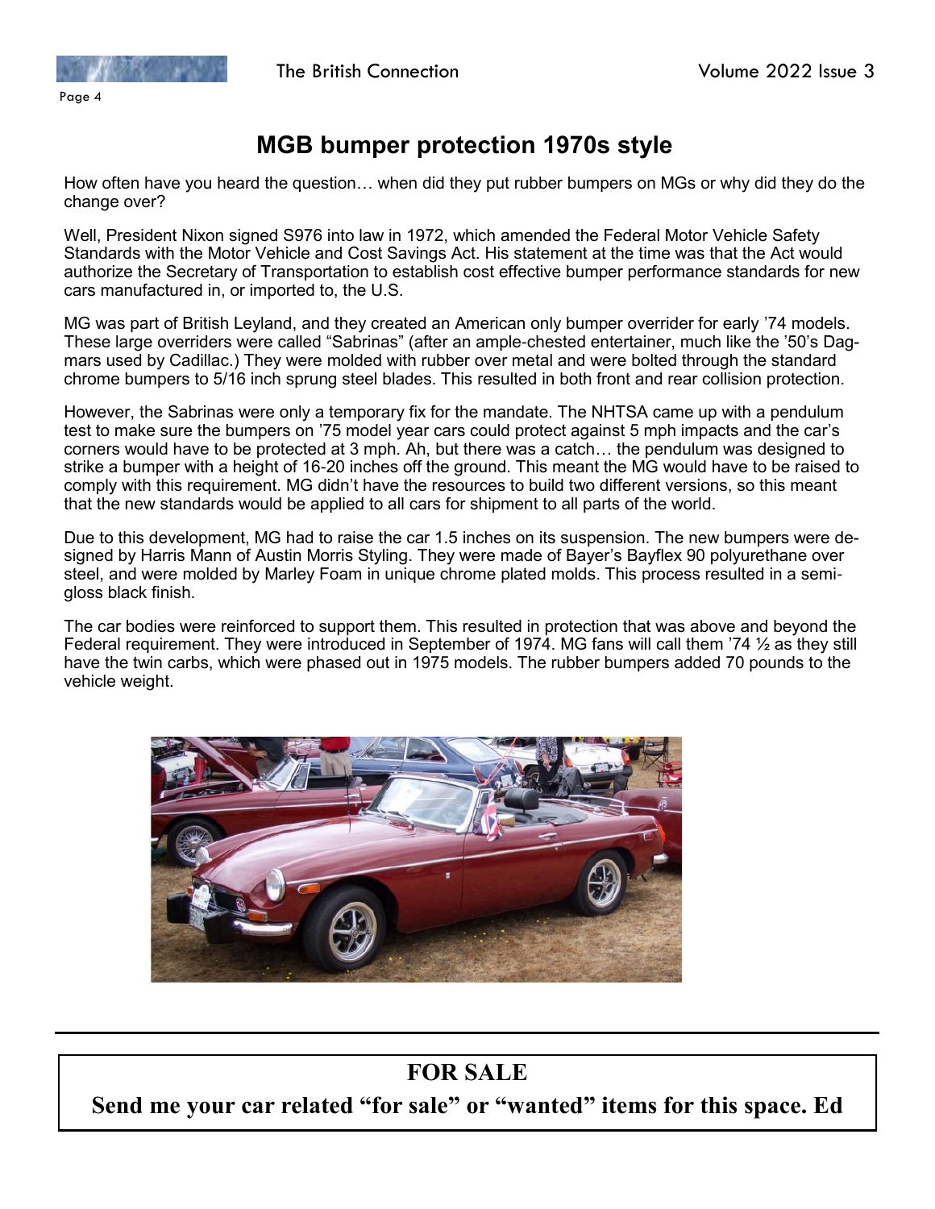# MGB bumper protection 1970s style

How often have you heard the question… when did they put rubber bumpers on MGs or why did they do the change over?

Well, President Nixon signed S976 into law in 1972, which amended the Federal Motor Vehicle Safety Standards with the Motor Vehicle and Cost Savings Act. His statement at the time was that the Act would authorize the Secretary of Transportation to establish cost effective bumper performance standards for new cars manufactured in, or imported to, the U.S.

MG was part of British Leyland, and they created an American only bumper overrider for early '74 models. These large overriders were called "Sabrinas" (after an ample-chested entertainer, much like the '50's Dagmars used by Cadillac.) They were molded with rubber over metal and were bolted through the standard chrome bumpers to 5/16 inch sprung steel blades. This resulted in both front and rear collision protection.

However, the Sabrinas were only a temporary fix for the mandate. The NHTSA came up with a pendulum test to make sure the bumpers on '75 model year cars could protect against 5 mph impacts and the car's corners would have to be protected at 3 mph. Ah, but there was a catch… the pendulum was designed to strike a bumper with a height of 16-20 inches off the ground. This meant the MG would have to be raised to comply with this requirement. MG didn't have the resources to build two different versions, so this meant that the new standards would be applied to all cars for shipment to all parts of the world.

Due to this development, MG had to raise the car 1.5 inches on its suspension. The new bumpers were designed by Harris Mann of Austin Morris Styling. They were made of Bayer's Bayflex 90 polyurethane over steel, and were molded by Marley Foam in unique chrome plated molds. This process resulted in a semi-gloss black finish.

The car bodies were reinforced to support them. This resulted in protection that was above and beyond the Federal requirement. They were introduced in September of 1974. MG fans will call them '74 ½ as they still have the twin carbs, which were phased out in 1975 models. The rubber bumpers added 70 pounds to the vehicle weight.

---

**FOR SALE**

**Send me your car related "for sale" or "wanted" items for this space. Ed**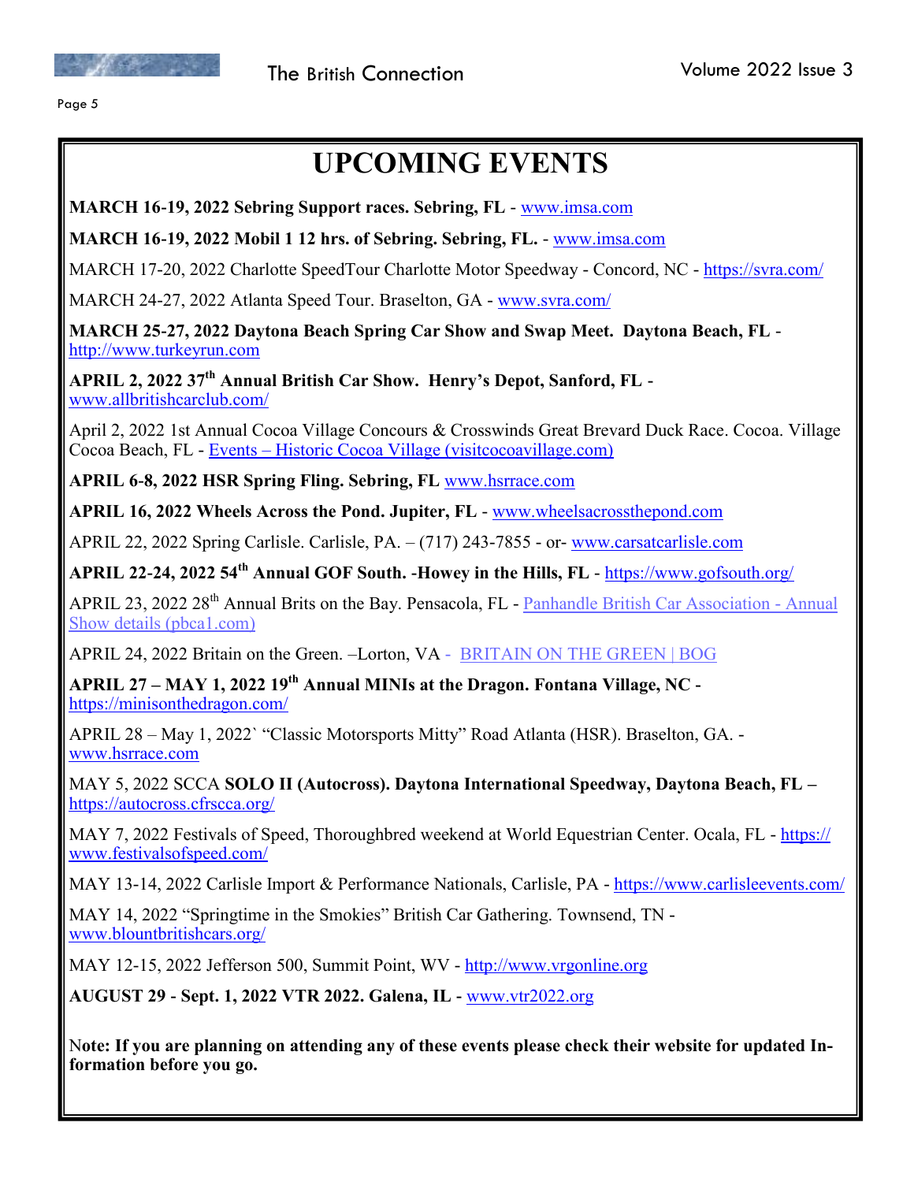# UPCOMING EVENTS

**MARCH 16-19, 2022 Sebring Support races. Sebring, FL** - www.imsa.com

**MARCH 16-19, 2022 Mobil 1 12 hrs. of Sebring. Sebring, FL.** - www.imsa.com

MARCH 17-20, 2022 Charlotte SpeedTour Charlotte Motor Speedway - Concord, NC - https://svra.com/

MARCH 24-27, 2022 Atlanta Speed Tour. Braselton, GA - www.svra.com/

**MARCH 25-27, 2022 Daytona Beach Spring Car Show and Swap Meet. Daytona Beach, FL** - http://www.turkeyrun.com

**APRIL 2, 2022 37th Annual British Car Show. Henry's Depot, Sanford, FL** - www.allbritishcarclub.com/

April 2, 2022 1st Annual Cocoa Village Concours & Crosswinds Great Brevard Duck Race. Cocoa. Village Cocoa Beach, FL - Events – Historic Cocoa Village (visitcocoavillage.com)

**APRIL 6-8, 2022 HSR Spring Fling. Sebring, FL** www.hsrrace.com

**APRIL 16, 2022 Wheels Across the Pond. Jupiter, FL** - www.wheelsacrossthepond.com

APRIL 22, 2022 Spring Carlisle. Carlisle, PA. – (717) 243-7855 - or- www.carsatcarlisle.com

**APRIL 22-24, 2022 54th Annual GOF South. -Howey in the Hills, FL** - https://www.gofsouth.org/

APRIL 23, 2022 28th Annual Brits on the Bay. Pensacola, FL - Panhandle British Car Association - Annual Show details (pbca1.com)

APRIL 24, 2022 Britain on the Green. –Lorton, VA - BRITAIN ON THE GREEN | BOG

**APRIL 27 – MAY 1, 2022 19th Annual MINIs at the Dragon. Fontana Village, NC** - https://minisonthedragon.com/

APRIL 28 – May 1, 2022` "Classic Motorsports Mitty" Road Atlanta (HSR). Braselton, GA. - www.hsrrace.com

MAY 5, 2022 SCCA **SOLO II (Autocross). Daytona International Speedway, Daytona Beach, FL –** https://autocross.cfrscca.org/

MAY 7, 2022 Festivals of Speed, Thoroughbred weekend at World Equestrian Center. Ocala, FL - https://www.festivalsofspeed.com/

MAY 13-14, 2022 Carlisle Import & Performance Nationals, Carlisle, PA - https://www.carlisleevents.com/

MAY 14, 2022 "Springtime in the Smokies" British Car Gathering. Townsend, TN - www.blountbritishcars.org/

MAY 12-15, 2022 Jefferson 500, Summit Point, WV - http://www.vrgonline.org

**AUGUST 29 - Sept. 1, 2022 VTR 2022. Galena, IL** - www.vtr2022.org

**Note: If you are planning on attending any of these events please check their website for updated Information before you go.**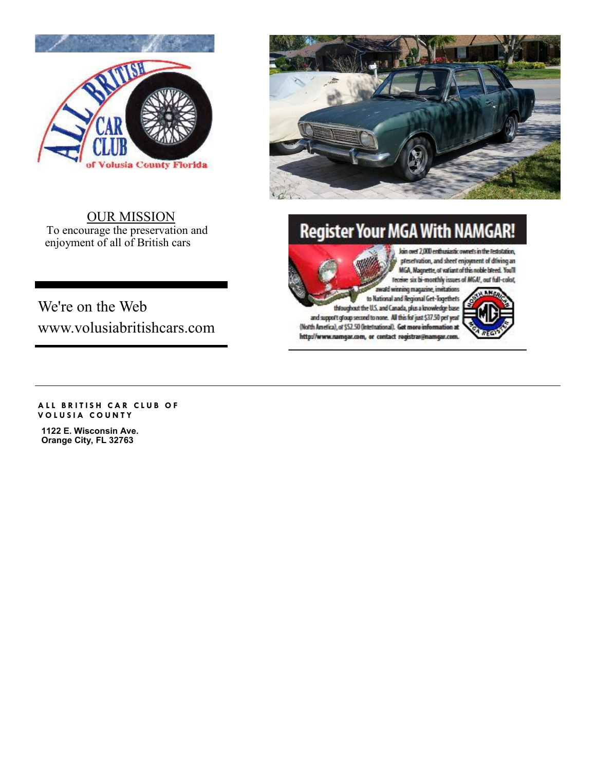OUR MISSION

To encourage the preservation and enjoyment of all of British cars

We're on the Web

www.volusiabritishcars.com

## Register Your MGA With NAMGAR!

Join over 2,000 enthusiastic owners in the restoration, preservation, and sheer enjoyment of driving an MGA, Magnette, or variant of this noble breed. You'll receive six bi-monthly issues of *MGA!*, our full-color, award winning magazine, invitations to National and Regional Get-Togethers throughout the U.S. and Canada, plus a knowledge base and support group second to none. All this for just $37.50 per year (North America), or $52.50 (International). **Get more information at http://www.namgar.com, or contact registrar@namgar.com.**

**ALL BRITISH CAR CLUB OF VOLUSIA COUNTY**

**1122 E. Wisconsin Ave.**
**Orange City, FL 32763**